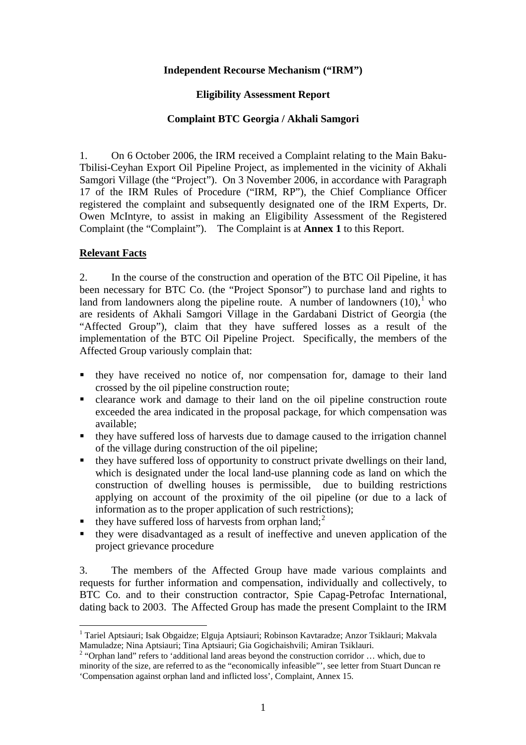**Independent Recourse Mechanism ("IRM")**

**Eligibility Assessment Report**

**Complaint BTC Georgia / Akhali Samgori**

1. On 6 October 2006, the IRM received a Complaint relating to the Main Baku-Tbilisi-Ceyhan Export Oil Pipeline Project, as implemented in the vicinity of Akhali Samgori Village (the "Project"). On 3 November 2006, in accordance with Paragraph 17 of the IRM Rules of Procedure ("IRM, RP"), the Chief Compliance Officer registered the complaint and subsequently designated one of the IRM Experts, Dr. Owen McIntyre, to assist in making an Eligibility Assessment of the Registered Complaint (the "Complaint"). The Complaint is at **Annex 1** to this Report.

**Relevant Facts**

2. In the course of the construction and operation of the BTC Oil Pipeline, it has been necessary for BTC Co. (the "Project Sponsor") to purchase land and rights to land from landowners along the pipeline route. A number of landowners (10),[1] who are residents of Akhali Samgori Village in the Gardabani District of Georgia (the "Affected Group"), claim that they have suffered losses as a result of the implementation of the BTC Oil Pipeline Project. Specifically, the members of the Affected Group variously complain that:

- they have received no notice of, nor compensation for, damage to their land crossed by the oil pipeline construction route;
- clearance work and damage to their land on the oil pipeline construction route exceeded the area indicated in the proposal package, for which compensation was available;
- they have suffered loss of harvests due to damage caused to the irrigation channel of the village during construction of the oil pipeline;
- they have suffered loss of opportunity to construct private dwellings on their land, which is designated under the local land-use planning code as land on which the construction of dwelling houses is permissible, due to building restrictions applying on account of the proximity of the oil pipeline (or due to a lack of information as to the proper application of such restrictions);
- they have suffered loss of harvests from orphan land;[2]
- they were disadvantaged as a result of ineffective and uneven application of the project grievance procedure

3. The members of the Affected Group have made various complaints and requests for further information and compensation, individually and collectively, to BTC Co. and to their construction contractor, Spie Capag-Petrofac International, dating back to 2003. The Affected Group has made the present Complaint to the IRM

---

[1] Tariel Aptsiauri; Isak Obgaidze; Elguja Aptsiauri; Robinson Kavtaradze; Anzor Tsiklauri; Makvala Mamuladze; Nina Aptsiauri; Tina Aptsiauri; Gia Gogichaishvili; Amiran Tsiklauri.

[2] "Orphan land" refers to 'additional land areas beyond the construction corridor … which, due to minority of the size, are referred to as the "economically infeasible"', see letter from Stuart Duncan re 'Compensation against orphan land and inflicted loss', Complaint, Annex 15.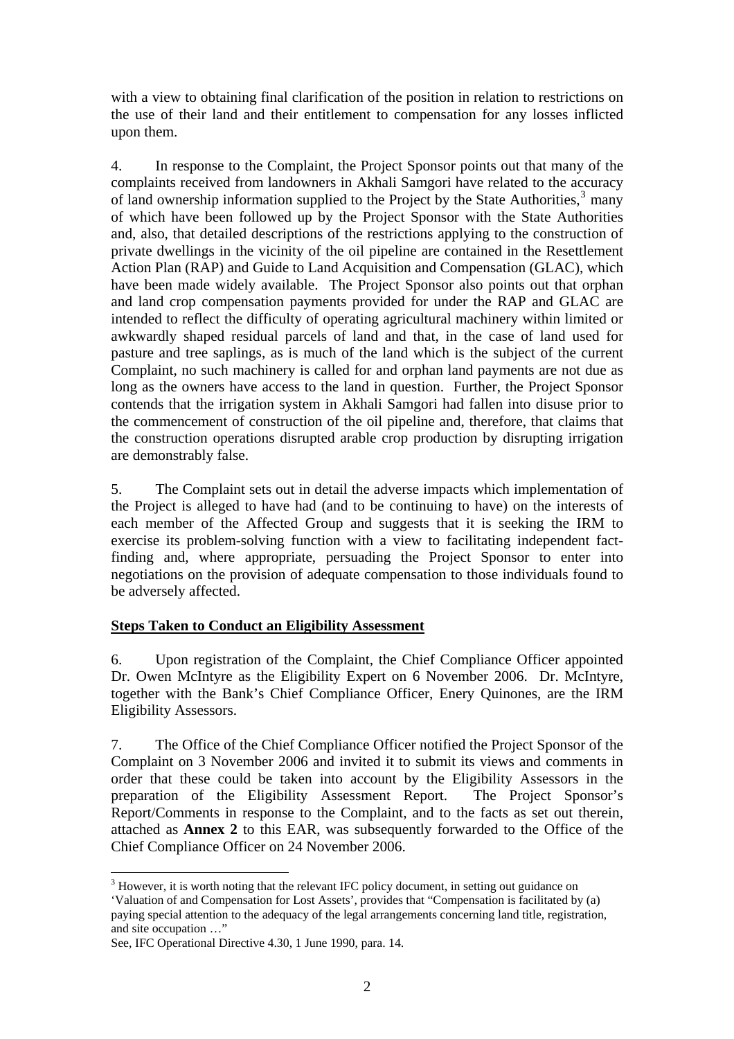with a view to obtaining final clarification of the position in relation to restrictions on the use of their land and their entitlement to compensation for any losses inflicted upon them.

4. In response to the Complaint, the Project Sponsor points out that many of the complaints received from landowners in Akhali Samgori have related to the accuracy of land ownership information supplied to the Project by the State Authorities,[3] many of which have been followed up by the Project Sponsor with the State Authorities and, also, that detailed descriptions of the restrictions applying to the construction of private dwellings in the vicinity of the oil pipeline are contained in the Resettlement Action Plan (RAP) and Guide to Land Acquisition and Compensation (GLAC), which have been made widely available. The Project Sponsor also points out that orphan and land crop compensation payments provided for under the RAP and GLAC are intended to reflect the difficulty of operating agricultural machinery within limited or awkwardly shaped residual parcels of land and that, in the case of land used for pasture and tree saplings, as is much of the land which is the subject of the current Complaint, no such machinery is called for and orphan land payments are not due as long as the owners have access to the land in question. Further, the Project Sponsor contends that the irrigation system in Akhali Samgori had fallen into disuse prior to the commencement of construction of the oil pipeline and, therefore, that claims that the construction operations disrupted arable crop production by disrupting irrigation are demonstrably false.

5. The Complaint sets out in detail the adverse impacts which implementation of the Project is alleged to have had (and to be continuing to have) on the interests of each member of the Affected Group and suggests that it is seeking the IRM to exercise its problem-solving function with a view to facilitating independent fact-finding and, where appropriate, persuading the Project Sponsor to enter into negotiations on the provision of adequate compensation to those individuals found to be adversely affected.

**Steps Taken to Conduct an Eligibility Assessment**

6. Upon registration of the Complaint, the Chief Compliance Officer appointed Dr. Owen McIntyre as the Eligibility Expert on 6 November 2006. Dr. McIntyre, together with the Bank's Chief Compliance Officer, Enery Quinones, are the IRM Eligibility Assessors.

7. The Office of the Chief Compliance Officer notified the Project Sponsor of the Complaint on 3 November 2006 and invited it to submit its views and comments in order that these could be taken into account by the Eligibility Assessors in the preparation of the Eligibility Assessment Report. The Project Sponsor's Report/Comments in response to the Complaint, and to the facts as set out therein, attached as **Annex 2** to this EAR, was subsequently forwarded to the Office of the Chief Compliance Officer on 24 November 2006.

---

[3] However, it is worth noting that the relevant IFC policy document, in setting out guidance on 'Valuation of and Compensation for Lost Assets', provides that "Compensation is facilitated by (a) paying special attention to the adequacy of the legal arrangements concerning land title, registration, and site occupation …"
See, IFC Operational Directive 4.30, 1 June 1990, para. 14.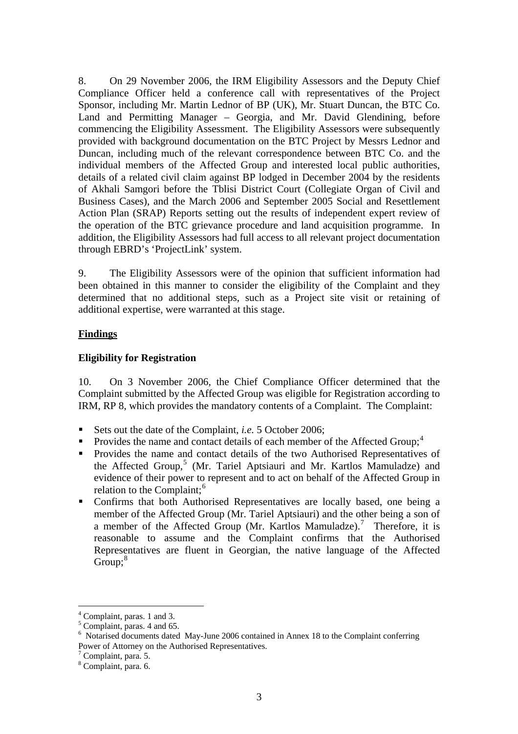8. On 29 November 2006, the IRM Eligibility Assessors and the Deputy Chief Compliance Officer held a conference call with representatives of the Project Sponsor, including Mr. Martin Lednor of BP (UK), Mr. Stuart Duncan, the BTC Co. Land and Permitting Manager – Georgia, and Mr. David Glendining, before commencing the Eligibility Assessment. The Eligibility Assessors were subsequently provided with background documentation on the BTC Project by Messrs Lednor and Duncan, including much of the relevant correspondence between BTC Co. and the individual members of the Affected Group and interested local public authorities, details of a related civil claim against BP lodged in December 2004 by the residents of Akhali Samgori before the Tblisi District Court (Collegiate Organ of Civil and Business Cases), and the March 2006 and September 2005 Social and Resettlement Action Plan (SRAP) Reports setting out the results of independent expert review of the operation of the BTC grievance procedure and land acquisition programme. In addition, the Eligibility Assessors had full access to all relevant project documentation through EBRD's 'ProjectLink' system.

9. The Eligibility Assessors were of the opinion that sufficient information had been obtained in this manner to consider the eligibility of the Complaint and they determined that no additional steps, such as a Project site visit or retaining of additional expertise, were warranted at this stage.

## Findings

### Eligibility for Registration

10. On 3 November 2006, the Chief Compliance Officer determined that the Complaint submitted by the Affected Group was eligible for Registration according to IRM, RP 8, which provides the mandatory contents of a Complaint. The Complaint:

- Sets out the date of the Complaint, *i.e.* 5 October 2006;
- Provides the name and contact details of each member of the Affected Group;[4]
- Provides the name and contact details of the two Authorised Representatives of the Affected Group,[5] (Mr. Tariel Aptsiauri and Mr. Kartlos Mamuladze) and evidence of their power to represent and to act on behalf of the Affected Group in relation to the Complaint;[6]
- Confirms that both Authorised Representatives are locally based, one being a member of the Affected Group (Mr. Tariel Aptsiauri) and the other being a son of a member of the Affected Group (Mr. Kartlos Mamuladze).[7] Therefore, it is reasonable to assume and the Complaint confirms that the Authorised Representatives are fluent in Georgian, the native language of the Affected Group;[8]

---

[4] Complaint, paras. 1 and 3.

[5] Complaint, paras. 4 and 65.

[6] Notarised documents dated May-June 2006 contained in Annex 18 to the Complaint conferring Power of Attorney on the Authorised Representatives.

[7] Complaint, para. 5.

[8] Complaint, para. 6.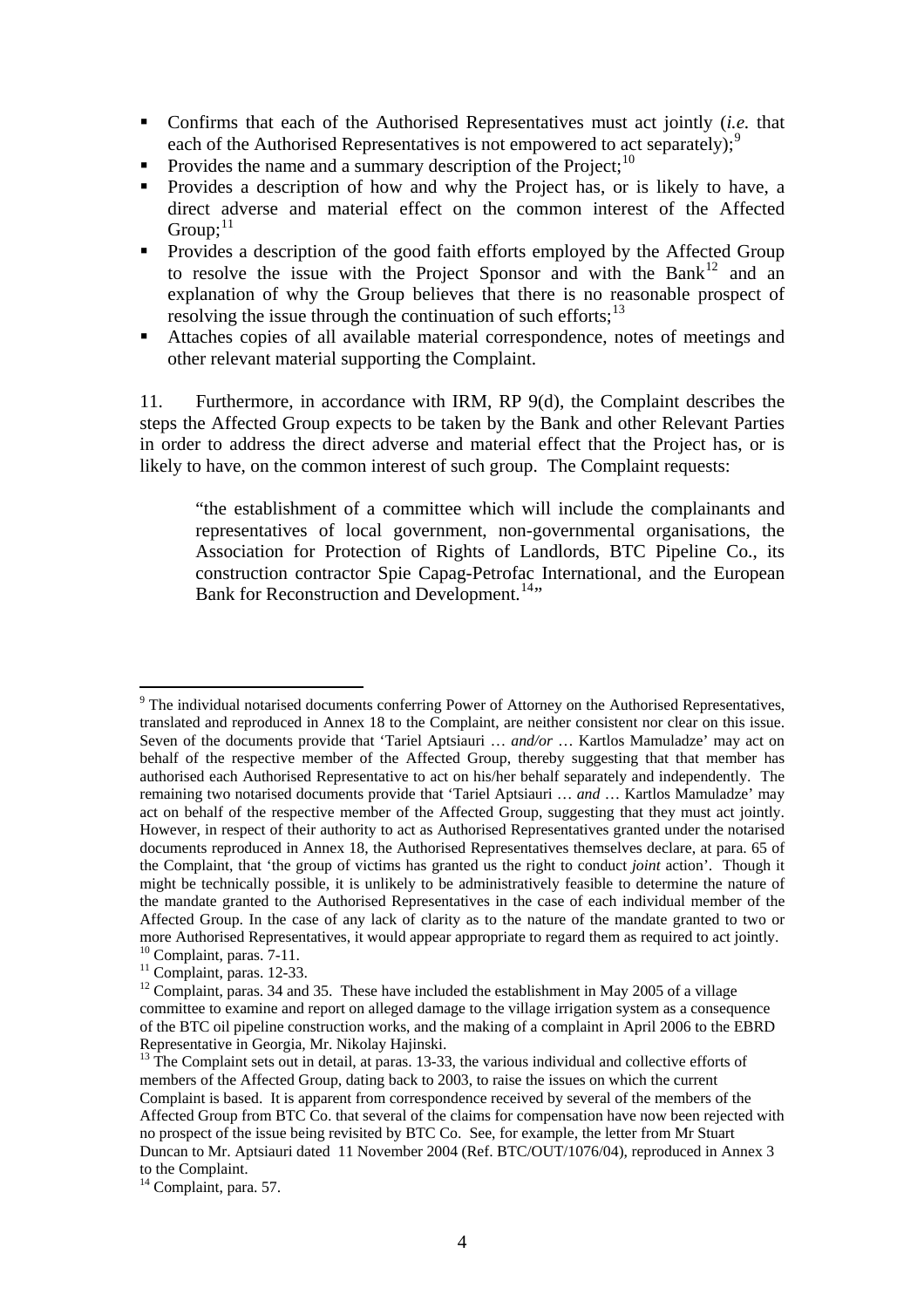- Confirms that each of the Authorised Representatives must act jointly (*i.e.* that each of the Authorised Representatives is not empowered to act separately);[9]
- Provides the name and a summary description of the Project;[10]
- Provides a description of how and why the Project has, or is likely to have, a direct adverse and material effect on the common interest of the Affected Group;[11]
- Provides a description of the good faith efforts employed by the Affected Group to resolve the issue with the Project Sponsor and with the Bank[12] and an explanation of why the Group believes that there is no reasonable prospect of resolving the issue through the continuation of such efforts;[13]
- Attaches copies of all available material correspondence, notes of meetings and other relevant material supporting the Complaint.

11. Furthermore, in accordance with IRM, RP 9(d), the Complaint describes the steps the Affected Group expects to be taken by the Bank and other Relevant Parties in order to address the direct adverse and material effect that the Project has, or is likely to have, on the common interest of such group. The Complaint requests:

> "the establishment of a committee which will include the complainants and representatives of local government, non-governmental organisations, the Association for Protection of Rights of Landlords, BTC Pipeline Co., its construction contractor Spie Capag-Petrofac International, and the European Bank for Reconstruction and Development.[14]"

---

[9] The individual notarised documents conferring Power of Attorney on the Authorised Representatives, translated and reproduced in Annex 18 to the Complaint, are neither consistent nor clear on this issue. Seven of the documents provide that 'Tariel Aptsiauri … *and/or* … Kartlos Mamuladze' may act on behalf of the respective member of the Affected Group, thereby suggesting that that member has authorised each Authorised Representative to act on his/her behalf separately and independently. The remaining two notarised documents provide that 'Tariel Aptsiauri … *and* … Kartlos Mamuladze' may act on behalf of the respective member of the Affected Group, suggesting that they must act jointly. However, in respect of their authority to act as Authorised Representatives granted under the notarised documents reproduced in Annex 18, the Authorised Representatives themselves declare, at para. 65 of the Complaint, that 'the group of victims has granted us the right to conduct *joint* action'. Though it might be technically possible, it is unlikely to be administratively feasible to determine the nature of the mandate granted to the Authorised Representatives in the case of each individual member of the Affected Group. In the case of any lack of clarity as to the nature of the mandate granted to two or more Authorised Representatives, it would appear appropriate to regard them as required to act jointly.

[10] Complaint, paras. 7-11.

[11] Complaint, paras. 12-33.

[12] Complaint, paras. 34 and 35. These have included the establishment in May 2005 of a village committee to examine and report on alleged damage to the village irrigation system as a consequence of the BTC oil pipeline construction works, and the making of a complaint in April 2006 to the EBRD Representative in Georgia, Mr. Nikolay Hajinski.

[13] The Complaint sets out in detail, at paras. 13-33, the various individual and collective efforts of members of the Affected Group, dating back to 2003, to raise the issues on which the current Complaint is based. It is apparent from correspondence received by several of the members of the Affected Group from BTC Co. that several of the claims for compensation have now been rejected with no prospect of the issue being revisited by BTC Co. See, for example, the letter from Mr Stuart Duncan to Mr. Aptsiauri dated 11 November 2004 (Ref. BTC/OUT/1076/04), reproduced in Annex 3 to the Complaint.

[14] Complaint, para. 57.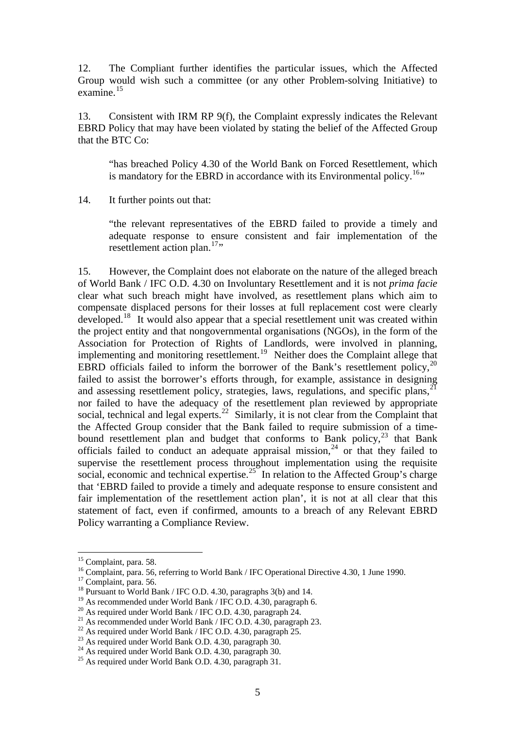12. The Compliant further identifies the particular issues, which the Affected Group would wish such a committee (or any other Problem-solving Initiative) to examine.[15]

13. Consistent with IRM RP 9(f), the Complaint expressly indicates the Relevant EBRD Policy that may have been violated by stating the belief of the Affected Group that the BTC Co:

> "has breached Policy 4.30 of the World Bank on Forced Resettlement, which is mandatory for the EBRD in accordance with its Environmental policy.[16]"

14. It further points out that:

> "the relevant representatives of the EBRD failed to provide a timely and adequate response to ensure consistent and fair implementation of the resettlement action plan.[17]"

15. However, the Complaint does not elaborate on the nature of the alleged breach of World Bank / IFC O.D. 4.30 on Involuntary Resettlement and it is not *prima facie* clear what such breach might have involved, as resettlement plans which aim to compensate displaced persons for their losses at full replacement cost were clearly developed.[18] It would also appear that a special resettlement unit was created within the project entity and that nongovernmental organisations (NGOs), in the form of the Association for Protection of Rights of Landlords, were involved in planning, implementing and monitoring resettlement.[19] Neither does the Complaint allege that EBRD officials failed to inform the borrower of the Bank's resettlement policy,[20] failed to assist the borrower's efforts through, for example, assistance in designing and assessing resettlement policy, strategies, laws, regulations, and specific plans,[21] nor failed to have the adequacy of the resettlement plan reviewed by appropriate social, technical and legal experts.[22] Similarly, it is not clear from the Complaint that the Affected Group consider that the Bank failed to require submission of a time-bound resettlement plan and budget that conforms to Bank policy,[23] that Bank officials failed to conduct an adequate appraisal mission,[24] or that they failed to supervise the resettlement process throughout implementation using the requisite social, economic and technical expertise.[25] In relation to the Affected Group's charge that 'EBRD failed to provide a timely and adequate response to ensure consistent and fair implementation of the resettlement action plan', it is not at all clear that this statement of fact, even if confirmed, amounts to a breach of any Relevant EBRD Policy warranting a Compliance Review.

---

[15] Complaint, para. 58.
[16] Complaint, para. 56, referring to World Bank / IFC Operational Directive 4.30, 1 June 1990.
[17] Complaint, para. 56.
[18] Pursuant to World Bank / IFC O.D. 4.30, paragraphs 3(b) and 14.
[19] As recommended under World Bank / IFC O.D. 4.30, paragraph 6.
[20] As required under World Bank / IFC O.D. 4.30, paragraph 24.
[21] As recommended under World Bank / IFC O.D. 4.30, paragraph 23.
[22] As required under World Bank / IFC O.D. 4.30, paragraph 25.
[23] As required under World Bank O.D. 4.30, paragraph 30.
[24] As required under World Bank O.D. 4.30, paragraph 30.
[25] As required under World Bank O.D. 4.30, paragraph 31.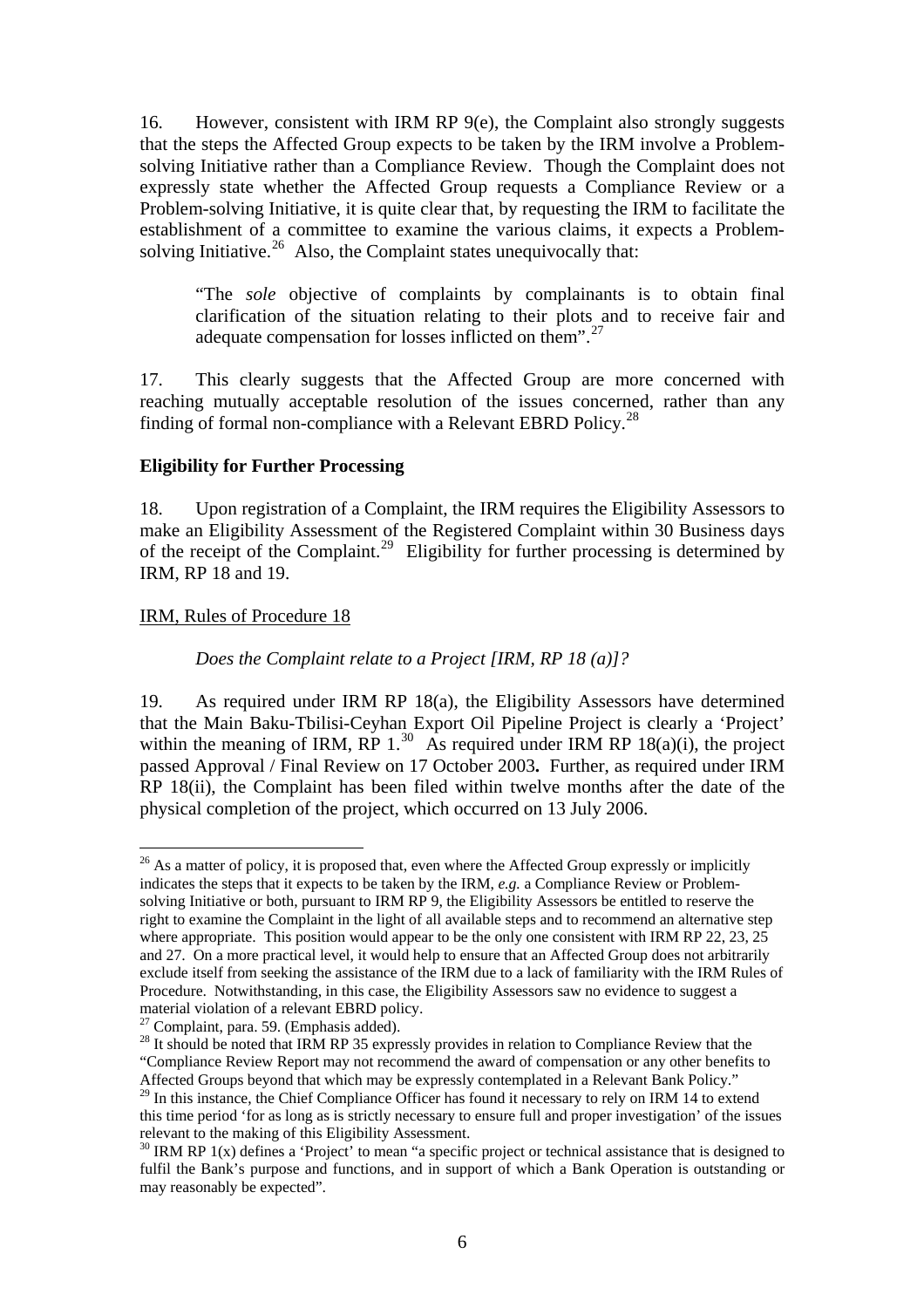16. However, consistent with IRM RP 9(e), the Complaint also strongly suggests that the steps the Affected Group expects to be taken by the IRM involve a Problem-solving Initiative rather than a Compliance Review. Though the Complaint does not expressly state whether the Affected Group requests a Compliance Review or a Problem-solving Initiative, it is quite clear that, by requesting the IRM to facilitate the establishment of a committee to examine the various claims, it expects a Problem-solving Initiative.[26] Also, the Complaint states unequivocally that:

> "The *sole* objective of complaints by complainants is to obtain final clarification of the situation relating to their plots and to receive fair and adequate compensation for losses inflicted on them".[27]

17. This clearly suggests that the Affected Group are more concerned with reaching mutually acceptable resolution of the issues concerned, rather than any finding of formal non-compliance with a Relevant EBRD Policy.[28]

**Eligibility for Further Processing**

18. Upon registration of a Complaint, the IRM requires the Eligibility Assessors to make an Eligibility Assessment of the Registered Complaint within 30 Business days of the receipt of the Complaint.[29] Eligibility for further processing is determined by IRM, RP 18 and 19.

<u>IRM, Rules of Procedure 18</u>

*Does the Complaint relate to a Project [IRM, RP 18 (a)]?*

19. As required under IRM RP 18(a), the Eligibility Assessors have determined that the Main Baku-Tbilisi-Ceyhan Export Oil Pipeline Project is clearly a 'Project' within the meaning of IRM, RP 1.[30] As required under IRM RP 18(a)(i), the project passed Approval / Final Review on 17 October 2003**.** Further, as required under IRM RP 18(ii), the Complaint has been filed within twelve months after the date of the physical completion of the project, which occurred on 13 July 2006.

---

[26] As a matter of policy, it is proposed that, even where the Affected Group expressly or implicitly indicates the steps that it expects to be taken by the IRM, *e.g.* a Compliance Review or Problem-solving Initiative or both, pursuant to IRM RP 9, the Eligibility Assessors be entitled to reserve the right to examine the Complaint in the light of all available steps and to recommend an alternative step where appropriate. This position would appear to be the only one consistent with IRM RP 22, 23, 25 and 27. On a more practical level, it would help to ensure that an Affected Group does not arbitrarily exclude itself from seeking the assistance of the IRM due to a lack of familiarity with the IRM Rules of Procedure. Notwithstanding, in this case, the Eligibility Assessors saw no evidence to suggest a material violation of a relevant EBRD policy.

[27] Complaint, para. 59. (Emphasis added).

[28] It should be noted that IRM RP 35 expressly provides in relation to Compliance Review that the "Compliance Review Report may not recommend the award of compensation or any other benefits to Affected Groups beyond that which may be expressly contemplated in a Relevant Bank Policy."

[29] In this instance, the Chief Compliance Officer has found it necessary to rely on IRM 14 to extend this time period 'for as long as is strictly necessary to ensure full and proper investigation' of the issues relevant to the making of this Eligibility Assessment.

[30] IRM RP 1(x) defines a 'Project' to mean "a specific project or technical assistance that is designed to fulfil the Bank's purpose and functions, and in support of which a Bank Operation is outstanding or may reasonably be expected".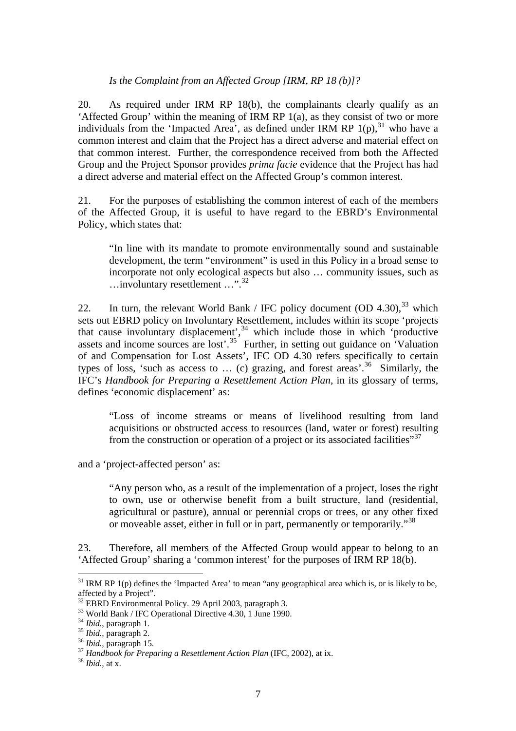*Is the Complaint from an Affected Group [IRM, RP 18 (b)]?*

20. As required under IRM RP 18(b), the complainants clearly qualify as an 'Affected Group' within the meaning of IRM RP 1(a), as they consist of two or more individuals from the 'Impacted Area', as defined under IRM RP 1(p),[31] who have a common interest and claim that the Project has a direct adverse and material effect on that common interest. Further, the correspondence received from both the Affected Group and the Project Sponsor provides *prima facie* evidence that the Project has had a direct adverse and material effect on the Affected Group's common interest.

21. For the purposes of establishing the common interest of each of the members of the Affected Group, it is useful to have regard to the EBRD's Environmental Policy, which states that:

> "In line with its mandate to promote environmentally sound and sustainable development, the term "environment" is used in this Policy in a broad sense to incorporate not only ecological aspects but also … community issues, such as …involuntary resettlement …".[32]

22. In turn, the relevant World Bank / IFC policy document (OD 4.30),[33] which sets out EBRD policy on Involuntary Resettlement, includes within its scope 'projects that cause involuntary displacement',[34] which include those in which 'productive assets and income sources are lost'.[35] Further, in setting out guidance on 'Valuation of and Compensation for Lost Assets', IFC OD 4.30 refers specifically to certain types of loss, 'such as access to … (c) grazing, and forest areas'.[36] Similarly, the IFC's *Handbook for Preparing a Resettlement Action Plan*, in its glossary of terms, defines 'economic displacement' as:

> "Loss of income streams or means of livelihood resulting from land acquisitions or obstructed access to resources (land, water or forest) resulting from the construction or operation of a project or its associated facilities"[37]

and a 'project-affected person' as:

> "Any person who, as a result of the implementation of a project, loses the right to own, use or otherwise benefit from a built structure, land (residential, agricultural or pasture), annual or perennial crops or trees, or any other fixed or moveable asset, either in full or in part, permanently or temporarily."[38]

23. Therefore, all members of the Affected Group would appear to belong to an 'Affected Group' sharing a 'common interest' for the purposes of IRM RP 18(b).

---

[31] IRM RP 1(p) defines the 'Impacted Area' to mean "any geographical area which is, or is likely to be, affected by a Project".

[32] EBRD Environmental Policy. 29 April 2003, paragraph 3.

[33] World Bank / IFC Operational Directive 4.30, 1 June 1990.

[34] *Ibid.*, paragraph 1.

[35] *Ibid.*, paragraph 2.

[36] *Ibid.*, paragraph 15.

[37] *Handbook for Preparing a Resettlement Action Plan* (IFC, 2002), at ix.

[38] *Ibid.*, at x.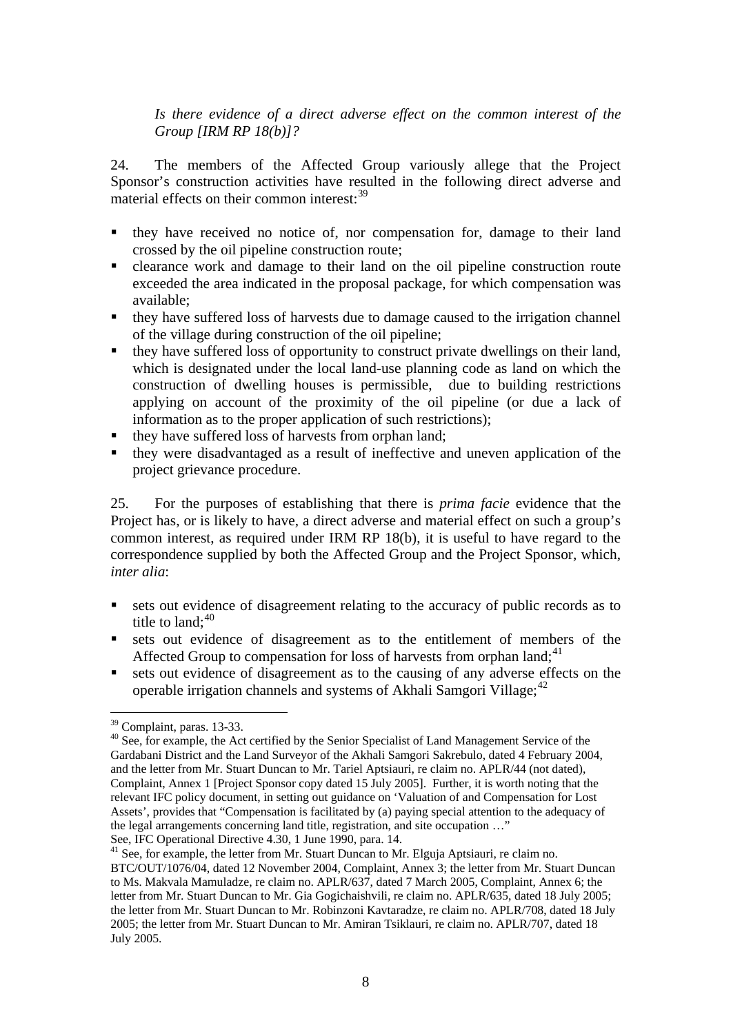*Is there evidence of a direct adverse effect on the common interest of the Group [IRM RP 18(b)]?*

24. The members of the Affected Group variously allege that the Project Sponsor's construction activities have resulted in the following direct adverse and material effects on their common interest:[39]

- they have received no notice of, nor compensation for, damage to their land crossed by the oil pipeline construction route;
- clearance work and damage to their land on the oil pipeline construction route exceeded the area indicated in the proposal package, for which compensation was available;
- they have suffered loss of harvests due to damage caused to the irrigation channel of the village during construction of the oil pipeline;
- they have suffered loss of opportunity to construct private dwellings on their land, which is designated under the local land-use planning code as land on which the construction of dwelling houses is permissible, due to building restrictions applying on account of the proximity of the oil pipeline (or due a lack of information as to the proper application of such restrictions);
- they have suffered loss of harvests from orphan land;
- they were disadvantaged as a result of ineffective and uneven application of the project grievance procedure.

25. For the purposes of establishing that there is *prima facie* evidence that the Project has, or is likely to have, a direct adverse and material effect on such a group's common interest, as required under IRM RP 18(b), it is useful to have regard to the correspondence supplied by both the Affected Group and the Project Sponsor, which, *inter alia*:

- sets out evidence of disagreement relating to the accuracy of public records as to title to land;[40]
- sets out evidence of disagreement as to the entitlement of members of the Affected Group to compensation for loss of harvests from orphan land;[41]
- sets out evidence of disagreement as to the causing of any adverse effects on the operable irrigation channels and systems of Akhali Samgori Village;[42]

---

[39] Complaint, paras. 13-33.

[40] See, for example, the Act certified by the Senior Specialist of Land Management Service of the Gardabani District and the Land Surveyor of the Akhali Samgori Sakrebulo, dated 4 February 2004, and the letter from Mr. Stuart Duncan to Mr. Tariel Aptsiauri, re claim no. APLR/44 (not dated), Complaint, Annex 1 [Project Sponsor copy dated 15 July 2005]. Further, it is worth noting that the relevant IFC policy document, in setting out guidance on 'Valuation of and Compensation for Lost Assets', provides that "Compensation is facilitated by (a) paying special attention to the adequacy of the legal arrangements concerning land title, registration, and site occupation …" See, IFC Operational Directive 4.30, 1 June 1990, para. 14.

[41] See, for example, the letter from Mr. Stuart Duncan to Mr. Elguja Aptsiauri, re claim no. BTC/OUT/1076/04, dated 12 November 2004, Complaint, Annex 3; the letter from Mr. Stuart Duncan to Ms. Makvala Mamuladze, re claim no. APLR/637, dated 7 March 2005, Complaint, Annex 6; the letter from Mr. Stuart Duncan to Mr. Gia Gogichaishvili, re claim no. APLR/635, dated 18 July 2005; the letter from Mr. Stuart Duncan to Mr. Robinzoni Kavtaradze, re claim no. APLR/708, dated 18 July 2005; the letter from Mr. Stuart Duncan to Mr. Amiran Tsiklauri, re claim no. APLR/707, dated 18 July 2005.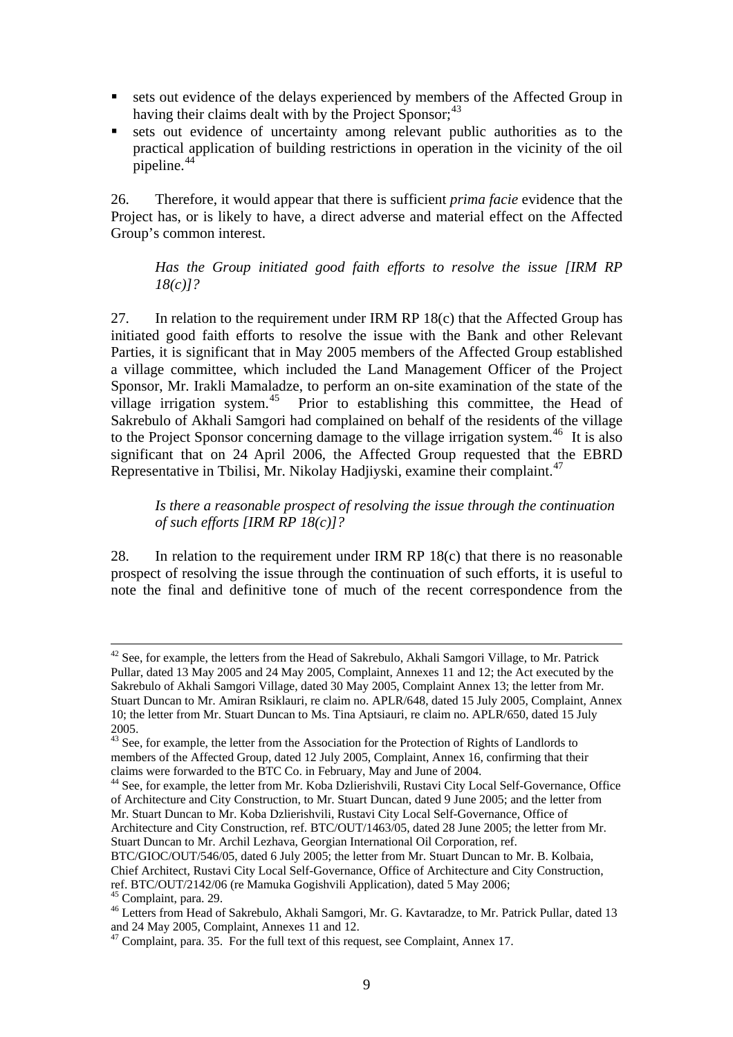- sets out evidence of the delays experienced by members of the Affected Group in having their claims dealt with by the Project Sponsor;[43]
- sets out evidence of uncertainty among relevant public authorities as to the practical application of building restrictions in operation in the vicinity of the oil pipeline.[44]

26. Therefore, it would appear that there is sufficient *prima facie* evidence that the Project has, or is likely to have, a direct adverse and material effect on the Affected Group's common interest.

*Has the Group initiated good faith efforts to resolve the issue [IRM RP 18(c)]?*

27. In relation to the requirement under IRM RP 18(c) that the Affected Group has initiated good faith efforts to resolve the issue with the Bank and other Relevant Parties, it is significant that in May 2005 members of the Affected Group established a village committee, which included the Land Management Officer of the Project Sponsor, Mr. Irakli Mamaladze, to perform an on-site examination of the state of the village irrigation system.[45] Prior to establishing this committee, the Head of Sakrebulo of Akhali Samgori had complained on behalf of the residents of the village to the Project Sponsor concerning damage to the village irrigation system.[46] It is also significant that on 24 April 2006, the Affected Group requested that the EBRD Representative in Tbilisi, Mr. Nikolay Hadjiyski, examine their complaint.[47]

*Is there a reasonable prospect of resolving the issue through the continuation of such efforts [IRM RP 18(c)]?*

28. In relation to the requirement under IRM RP 18(c) that there is no reasonable prospect of resolving the issue through the continuation of such efforts, it is useful to note the final and definitive tone of much of the recent correspondence from the

---

[42] See, for example, the letters from the Head of Sakrebulo, Akhali Samgori Village, to Mr. Patrick Pullar, dated 13 May 2005 and 24 May 2005, Complaint, Annexes 11 and 12; the Act executed by the Sakrebulo of Akhali Samgori Village, dated 30 May 2005, Complaint Annex 13; the letter from Mr. Stuart Duncan to Mr. Amiran Rsiklauri, re claim no. APLR/648, dated 15 July 2005, Complaint, Annex 10; the letter from Mr. Stuart Duncan to Ms. Tina Aptsiauri, re claim no. APLR/650, dated 15 July 2005.

[43] See, for example, the letter from the Association for the Protection of Rights of Landlords to members of the Affected Group, dated 12 July 2005, Complaint, Annex 16, confirming that their claims were forwarded to the BTC Co. in February, May and June of 2004.

[44] See, for example, the letter from Mr. Koba Dzlierishvili, Rustavi City Local Self-Governance, Office of Architecture and City Construction, to Mr. Stuart Duncan, dated 9 June 2005; and the letter from Mr. Stuart Duncan to Mr. Koba Dzlierishvili, Rustavi City Local Self-Governance, Office of Architecture and City Construction, ref. BTC/OUT/1463/05, dated 28 June 2005; the letter from Mr. Stuart Duncan to Mr. Archil Lezhava, Georgian International Oil Corporation, ref. BTC/GIOC/OUT/546/05, dated 6 July 2005; the letter from Mr. Stuart Duncan to Mr. B. Kolbaia, Chief Architect, Rustavi City Local Self-Governance, Office of Architecture and City Construction, ref. BTC/OUT/2142/06 (re Mamuka Gogishvili Application), dated 5 May 2006;

[45] Complaint, para. 29.

[46] Letters from Head of Sakrebulo, Akhali Samgori, Mr. G. Kavtaradze, to Mr. Patrick Pullar, dated 13 and 24 May 2005, Complaint, Annexes 11 and 12.

[47] Complaint, para. 35. For the full text of this request, see Complaint, Annex 17.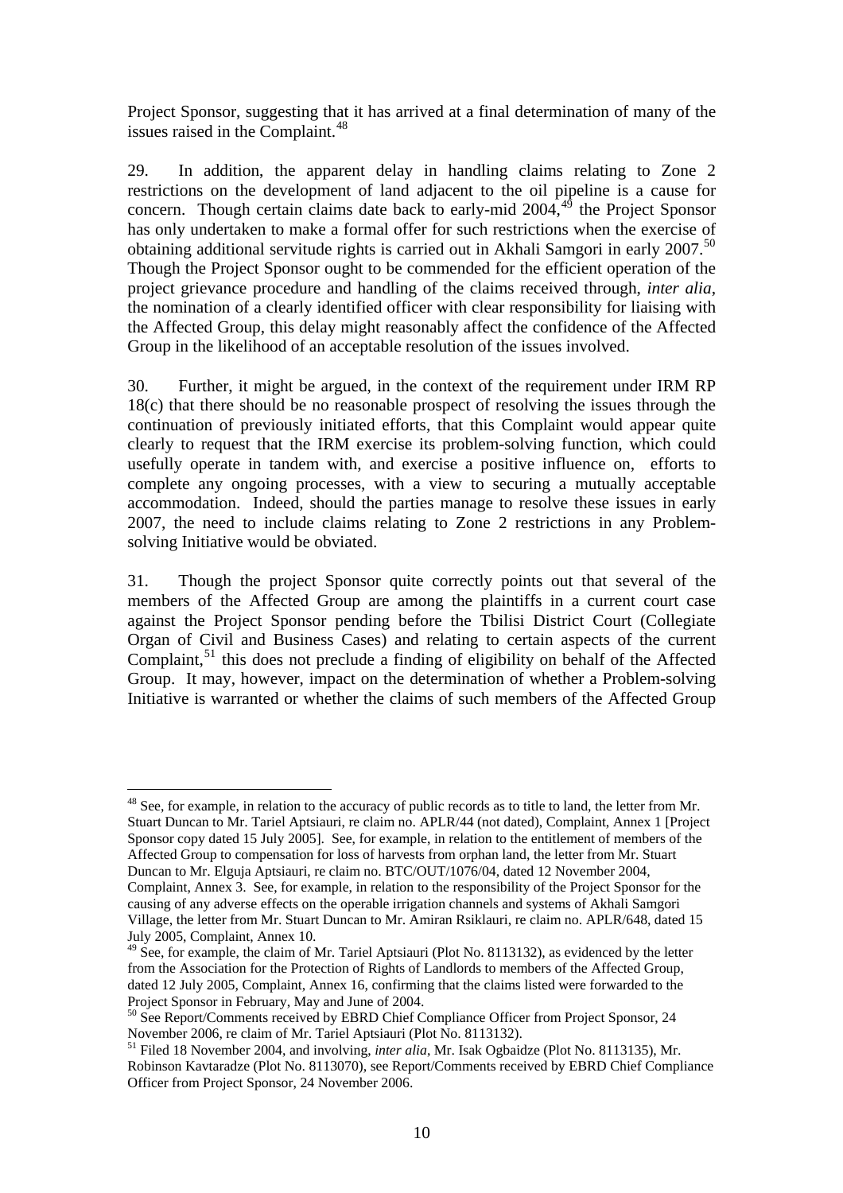Project Sponsor, suggesting that it has arrived at a final determination of many of the issues raised in the Complaint.[48]

29. In addition, the apparent delay in handling claims relating to Zone 2 restrictions on the development of land adjacent to the oil pipeline is a cause for concern. Though certain claims date back to early-mid 2004,[49] the Project Sponsor has only undertaken to make a formal offer for such restrictions when the exercise of obtaining additional servitude rights is carried out in Akhali Samgori in early 2007.[50] Though the Project Sponsor ought to be commended for the efficient operation of the project grievance procedure and handling of the claims received through, *inter alia*, the nomination of a clearly identified officer with clear responsibility for liaising with the Affected Group, this delay might reasonably affect the confidence of the Affected Group in the likelihood of an acceptable resolution of the issues involved.

30. Further, it might be argued, in the context of the requirement under IRM RP 18(c) that there should be no reasonable prospect of resolving the issues through the continuation of previously initiated efforts, that this Complaint would appear quite clearly to request that the IRM exercise its problem-solving function, which could usefully operate in tandem with, and exercise a positive influence on, efforts to complete any ongoing processes, with a view to securing a mutually acceptable accommodation. Indeed, should the parties manage to resolve these issues in early 2007, the need to include claims relating to Zone 2 restrictions in any Problem-solving Initiative would be obviated.

31. Though the project Sponsor quite correctly points out that several of the members of the Affected Group are among the plaintiffs in a current court case against the Project Sponsor pending before the Tbilisi District Court (Collegiate Organ of Civil and Business Cases) and relating to certain aspects of the current Complaint,[51] this does not preclude a finding of eligibility on behalf of the Affected Group. It may, however, impact on the determination of whether a Problem-solving Initiative is warranted or whether the claims of such members of the Affected Group

---

[48] See, for example, in relation to the accuracy of public records as to title to land, the letter from Mr. Stuart Duncan to Mr. Tariel Aptsiauri, re claim no. APLR/44 (not dated), Complaint, Annex 1 [Project Sponsor copy dated 15 July 2005]. See, for example, in relation to the entitlement of members of the Affected Group to compensation for loss of harvests from orphan land, the letter from Mr. Stuart Duncan to Mr. Elguja Aptsiauri, re claim no. BTC/OUT/1076/04, dated 12 November 2004, Complaint, Annex 3. See, for example, in relation to the responsibility of the Project Sponsor for the causing of any adverse effects on the operable irrigation channels and systems of Akhali Samgori Village, the letter from Mr. Stuart Duncan to Mr. Amiran Rsiklauri, re claim no. APLR/648, dated 15 July 2005, Complaint, Annex 10.

[49] See, for example, the claim of Mr. Tariel Aptsiauri (Plot No. 8113132), as evidenced by the letter from the Association for the Protection of Rights of Landlords to members of the Affected Group, dated 12 July 2005, Complaint, Annex 16, confirming that the claims listed were forwarded to the Project Sponsor in February, May and June of 2004.

[50] See Report/Comments received by EBRD Chief Compliance Officer from Project Sponsor, 24 November 2006, re claim of Mr. Tariel Aptsiauri (Plot No. 8113132).

[51] Filed 18 November 2004, and involving, *inter alia*, Mr. Isak Ogbaidze (Plot No. 8113135), Mr. Robinson Kavtaradze (Plot No. 8113070), see Report/Comments received by EBRD Chief Compliance Officer from Project Sponsor, 24 November 2006.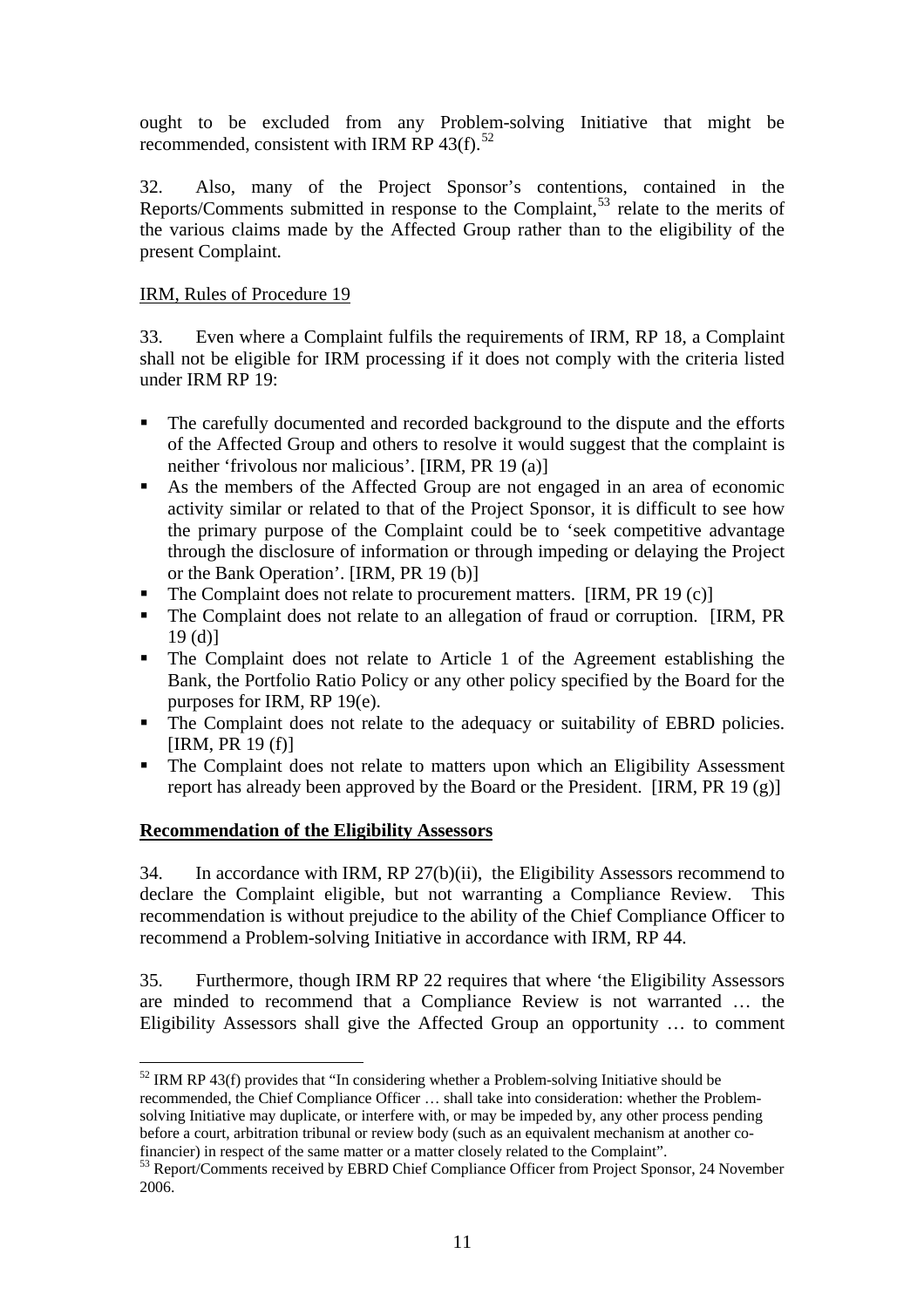ought to be excluded from any Problem-solving Initiative that might be recommended, consistent with IRM RP 43(f).[52]

32. Also, many of the Project Sponsor's contentions, contained in the Reports/Comments submitted in response to the Complaint,[53] relate to the merits of the various claims made by the Affected Group rather than to the eligibility of the present Complaint.

IRM, Rules of Procedure 19

33. Even where a Complaint fulfils the requirements of IRM, RP 18, a Complaint shall not be eligible for IRM processing if it does not comply with the criteria listed under IRM RP 19:

- The carefully documented and recorded background to the dispute and the efforts of the Affected Group and others to resolve it would suggest that the complaint is neither 'frivolous nor malicious'. [IRM, PR 19 (a)]
- As the members of the Affected Group are not engaged in an area of economic activity similar or related to that of the Project Sponsor, it is difficult to see how the primary purpose of the Complaint could be to 'seek competitive advantage through the disclosure of information or through impeding or delaying the Project or the Bank Operation'. [IRM, PR 19 (b)]
- The Complaint does not relate to procurement matters. [IRM, PR 19 (c)]
- The Complaint does not relate to an allegation of fraud or corruption. [IRM, PR 19 (d)]
- The Complaint does not relate to Article 1 of the Agreement establishing the Bank, the Portfolio Ratio Policy or any other policy specified by the Board for the purposes for IRM, RP 19(e).
- The Complaint does not relate to the adequacy or suitability of EBRD policies. [IRM, PR 19 (f)]
- The Complaint does not relate to matters upon which an Eligibility Assessment report has already been approved by the Board or the President. [IRM, PR 19 (g)]

**Recommendation of the Eligibility Assessors**

34. In accordance with IRM, RP 27(b)(ii), the Eligibility Assessors recommend to declare the Complaint eligible, but not warranting a Compliance Review. This recommendation is without prejudice to the ability of the Chief Compliance Officer to recommend a Problem-solving Initiative in accordance with IRM, RP 44.

35. Furthermore, though IRM RP 22 requires that where 'the Eligibility Assessors are minded to recommend that a Compliance Review is not warranted … the Eligibility Assessors shall give the Affected Group an opportunity … to comment

---

[52] IRM RP 43(f) provides that "In considering whether a Problem-solving Initiative should be recommended, the Chief Compliance Officer … shall take into consideration: whether the Problem-solving Initiative may duplicate, or interfere with, or may be impeded by, any other process pending before a court, arbitration tribunal or review body (such as an equivalent mechanism at another co-financier) in respect of the same matter or a matter closely related to the Complaint".

[53] Report/Comments received by EBRD Chief Compliance Officer from Project Sponsor, 24 November 2006.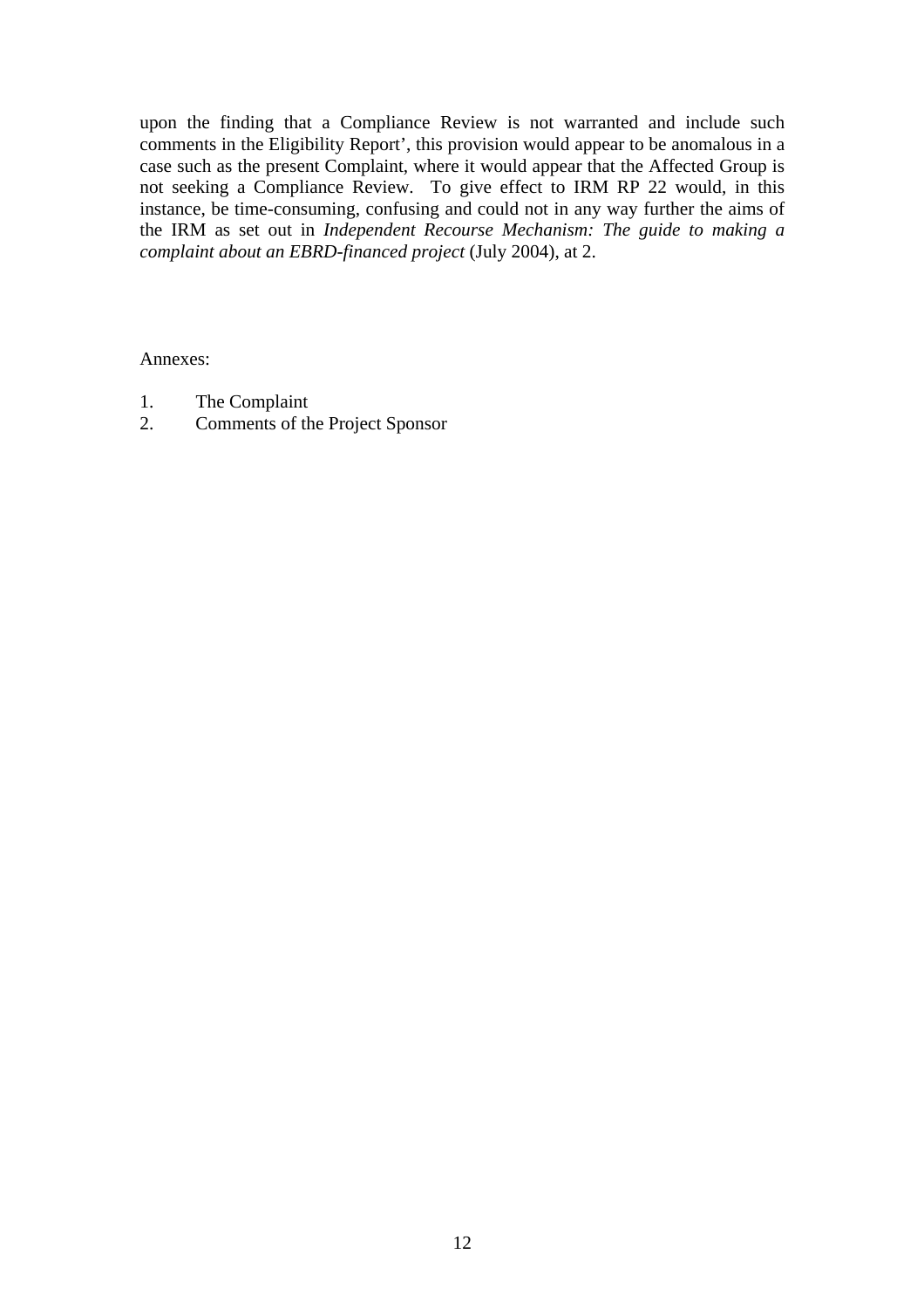upon the finding that a Compliance Review is not warranted and include such comments in the Eligibility Report', this provision would appear to be anomalous in a case such as the present Complaint, where it would appear that the Affected Group is not seeking a Compliance Review. To give effect to IRM RP 22 would, in this instance, be time-consuming, confusing and could not in any way further the aims of the IRM as set out in *Independent Recourse Mechanism: The guide to making a complaint about an EBRD-financed project* (July 2004), at 2.

Annexes:

1. The Complaint
2. Comments of the Project Sponsor